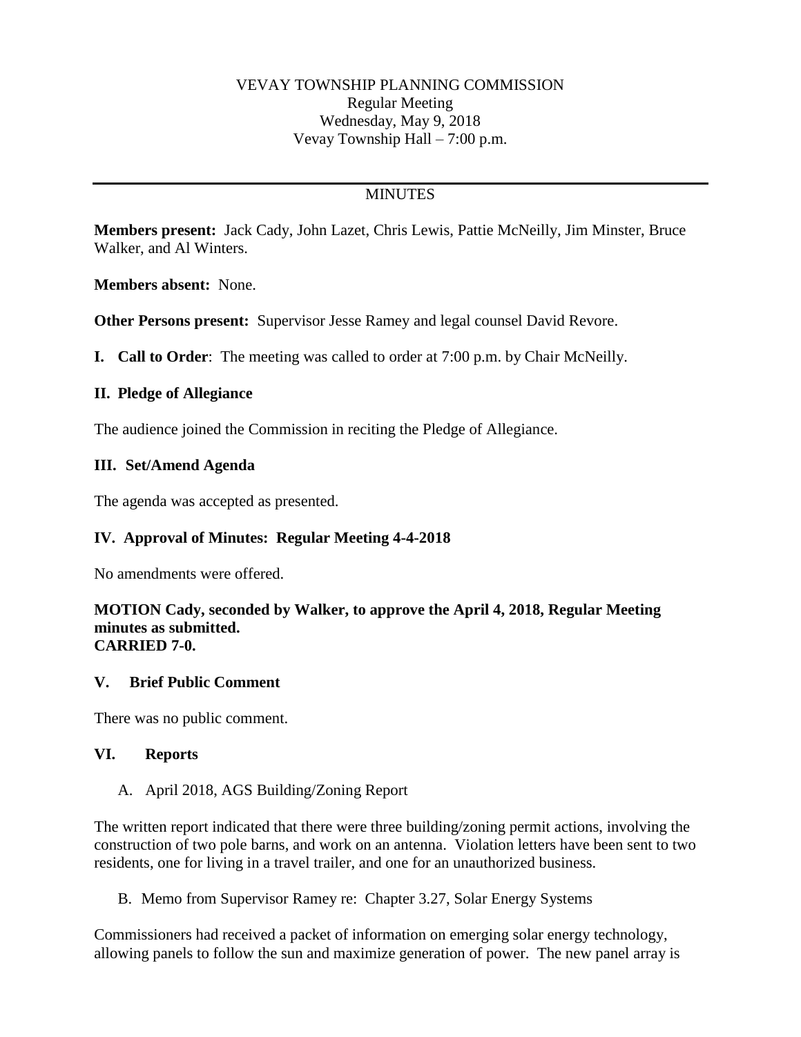VEVAY TOWNSHIP PLANNING COMMISSION
Regular Meeting
Wednesday, May 9, 2018
Vevay Township Hall – 7:00 p.m.

---

MINUTES

**Members present:** Jack Cady, John Lazet, Chris Lewis, Pattie McNeilly, Jim Minster, Bruce Walker, and Al Winters.

**Members absent:** None.

**Other Persons present:** Supervisor Jesse Ramey and legal counsel David Revore.

**I. Call to Order**: The meeting was called to order at 7:00 p.m. by Chair McNeilly.

**II. Pledge of Allegiance**

The audience joined the Commission in reciting the Pledge of Allegiance.

**III. Set/Amend Agenda**

The agenda was accepted as presented.

**IV. Approval of Minutes: Regular Meeting 4-4-2018**

No amendments were offered.

**MOTION Cady, seconded by Walker, to approve the April 4, 2018, Regular Meeting minutes as submitted.**
**CARRIED 7-0.**

**V. Brief Public Comment**

There was no public comment.

**VI. Reports**

A. April 2018, AGS Building/Zoning Report

The written report indicated that there were three building/zoning permit actions, involving the construction of two pole barns, and work on an antenna. Violation letters have been sent to two residents, one for living in a travel trailer, and one for an unauthorized business.

B. Memo from Supervisor Ramey re: Chapter 3.27, Solar Energy Systems

Commissioners had received a packet of information on emerging solar energy technology, allowing panels to follow the sun and maximize generation of power. The new panel array is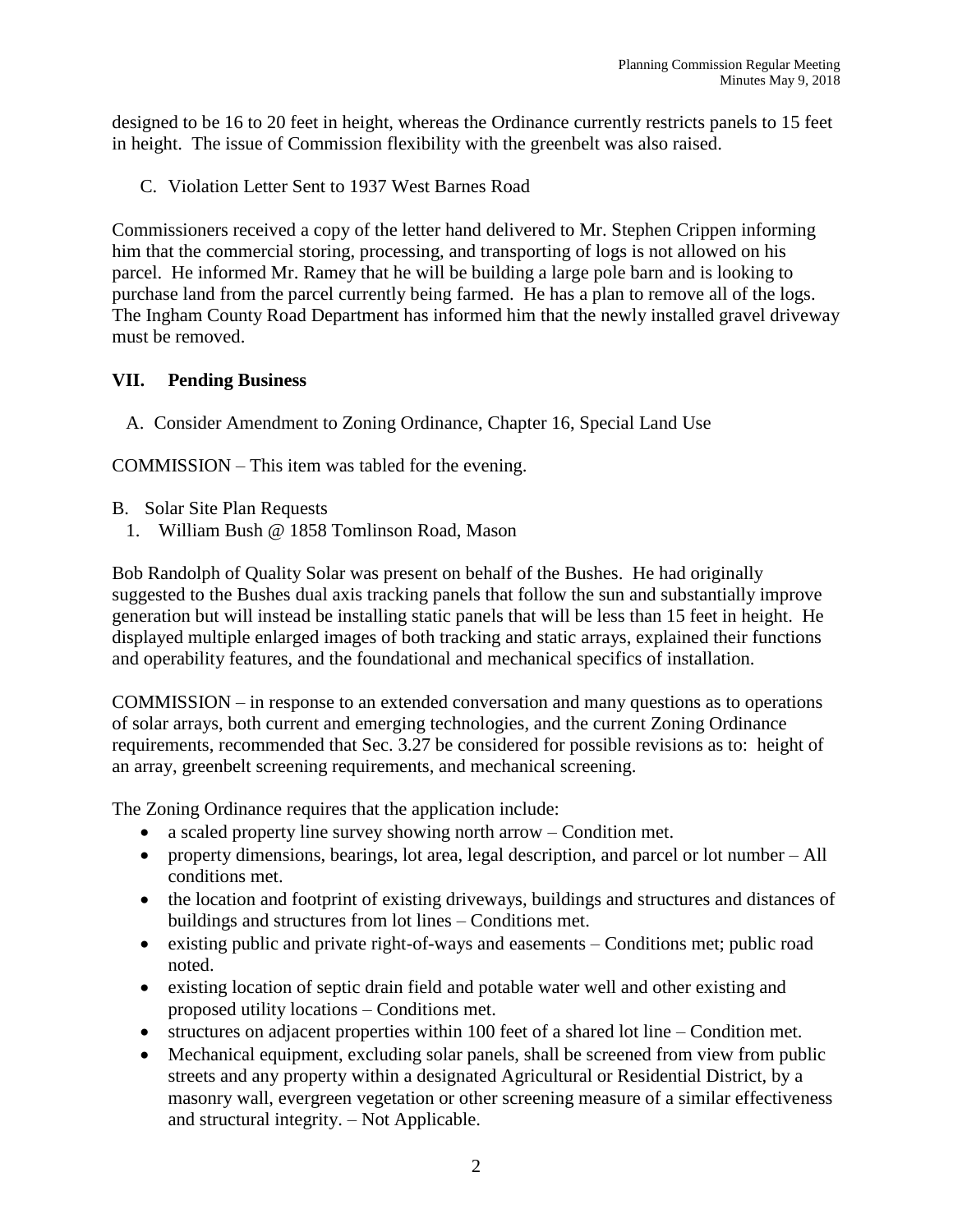designed to be 16 to 20 feet in height, whereas the Ordinance currently restricts panels to 15 feet in height. The issue of Commission flexibility with the greenbelt was also raised.

C. Violation Letter Sent to 1937 West Barnes Road

Commissioners received a copy of the letter hand delivered to Mr. Stephen Crippen informing him that the commercial storing, processing, and transporting of logs is not allowed on his parcel. He informed Mr. Ramey that he will be building a large pole barn and is looking to purchase land from the parcel currently being farmed. He has a plan to remove all of the logs. The Ingham County Road Department has informed him that the newly installed gravel driveway must be removed.

## VII. Pending Business

A. Consider Amendment to Zoning Ordinance, Chapter 16, Special Land Use

COMMISSION – This item was tabled for the evening.

B. Solar Site Plan Requests

1. William Bush @ 1858 Tomlinson Road, Mason

Bob Randolph of Quality Solar was present on behalf of the Bushes. He had originally suggested to the Bushes dual axis tracking panels that follow the sun and substantially improve generation but will instead be installing static panels that will be less than 15 feet in height. He displayed multiple enlarged images of both tracking and static arrays, explained their functions and operability features, and the foundational and mechanical specifics of installation.

COMMISSION – in response to an extended conversation and many questions as to operations of solar arrays, both current and emerging technologies, and the current Zoning Ordinance requirements, recommended that Sec. 3.27 be considered for possible revisions as to: height of an array, greenbelt screening requirements, and mechanical screening.

The Zoning Ordinance requires that the application include:

- a scaled property line survey showing north arrow – Condition met.
- property dimensions, bearings, lot area, legal description, and parcel or lot number – All conditions met.
- the location and footprint of existing driveways, buildings and structures and distances of buildings and structures from lot lines – Conditions met.
- existing public and private right-of-ways and easements – Conditions met; public road noted.
- existing location of septic drain field and potable water well and other existing and proposed utility locations – Conditions met.
- structures on adjacent properties within 100 feet of a shared lot line – Condition met.
- Mechanical equipment, excluding solar panels, shall be screened from view from public streets and any property within a designated Agricultural or Residential District, by a masonry wall, evergreen vegetation or other screening measure of a similar effectiveness and structural integrity. – Not Applicable.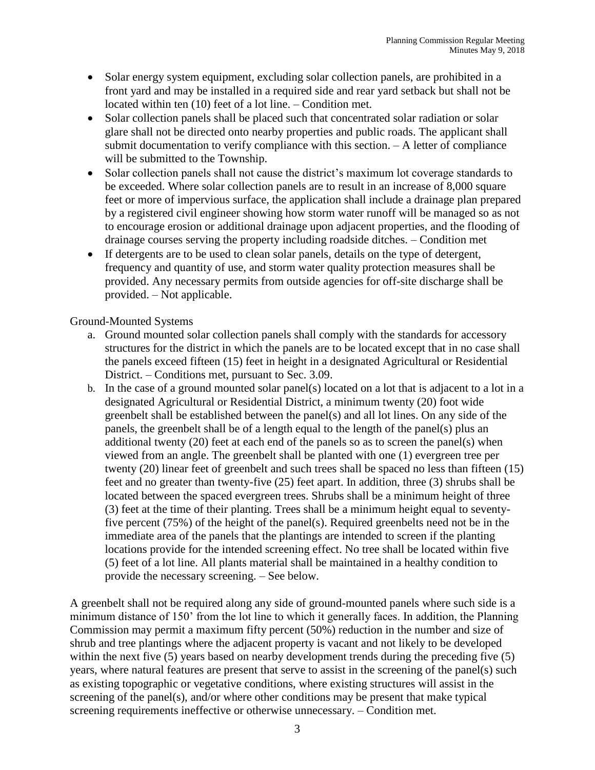- Solar energy system equipment, excluding solar collection panels, are prohibited in a front yard and may be installed in a required side and rear yard setback but shall not be located within ten (10) feet of a lot line. – Condition met.
- Solar collection panels shall be placed such that concentrated solar radiation or solar glare shall not be directed onto nearby properties and public roads. The applicant shall submit documentation to verify compliance with this section. – A letter of compliance will be submitted to the Township.
- Solar collection panels shall not cause the district's maximum lot coverage standards to be exceeded. Where solar collection panels are to result in an increase of 8,000 square feet or more of impervious surface, the application shall include a drainage plan prepared by a registered civil engineer showing how storm water runoff will be managed so as not to encourage erosion or additional drainage upon adjacent properties, and the flooding of drainage courses serving the property including roadside ditches. – Condition met
- If detergents are to be used to clean solar panels, details on the type of detergent, frequency and quantity of use, and storm water quality protection measures shall be provided. Any necessary permits from outside agencies for off-site discharge shall be provided. – Not applicable.

Ground-Mounted Systems

a. Ground mounted solar collection panels shall comply with the standards for accessory structures for the district in which the panels are to be located except that in no case shall the panels exceed fifteen (15) feet in height in a designated Agricultural or Residential District. – Conditions met, pursuant to Sec. 3.09.
b. In the case of a ground mounted solar panel(s) located on a lot that is adjacent to a lot in a designated Agricultural or Residential District, a minimum twenty (20) foot wide greenbelt shall be established between the panel(s) and all lot lines. On any side of the panels, the greenbelt shall be of a length equal to the length of the panel(s) plus an additional twenty (20) feet at each end of the panels so as to screen the panel(s) when viewed from an angle. The greenbelt shall be planted with one (1) evergreen tree per twenty (20) linear feet of greenbelt and such trees shall be spaced no less than fifteen (15) feet and no greater than twenty-five (25) feet apart. In addition, three (3) shrubs shall be located between the spaced evergreen trees. Shrubs shall be a minimum height of three (3) feet at the time of their planting. Trees shall be a minimum height equal to seventy-five percent (75%) of the height of the panel(s). Required greenbelts need not be in the immediate area of the panels that the plantings are intended to screen if the planting locations provide for the intended screening effect. No tree shall be located within five (5) feet of a lot line. All plants material shall be maintained in a healthy condition to provide the necessary screening. – See below.

A greenbelt shall not be required along any side of ground-mounted panels where such side is a minimum distance of 150' from the lot line to which it generally faces. In addition, the Planning Commission may permit a maximum fifty percent (50%) reduction in the number and size of shrub and tree plantings where the adjacent property is vacant and not likely to be developed within the next five (5) years based on nearby development trends during the preceding five (5) years, where natural features are present that serve to assist in the screening of the panel(s) such as existing topographic or vegetative conditions, where existing structures will assist in the screening of the panel(s), and/or where other conditions may be present that make typical screening requirements ineffective or otherwise unnecessary. – Condition met.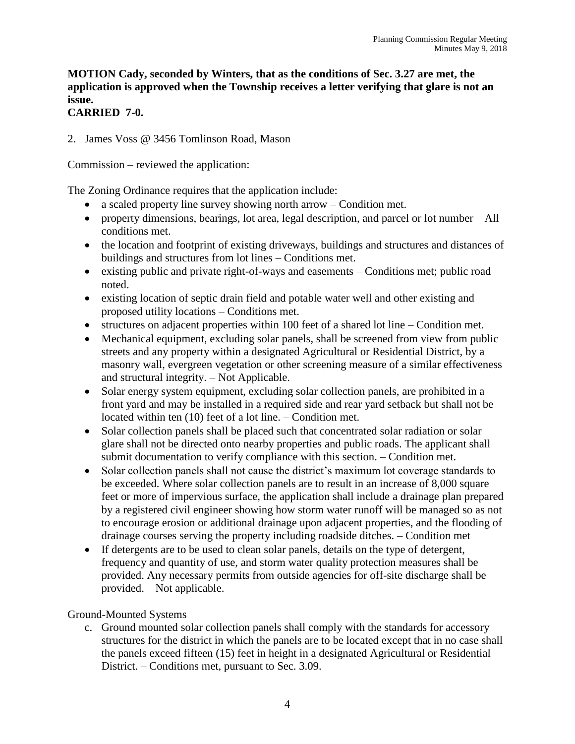**MOTION Cady, seconded by Winters, that as the conditions of Sec. 3.27 are met, the application is approved when the Township receives a letter verifying that glare is not an issue.**
**CARRIED 7-0.**

2. James Voss @ 3456 Tomlinson Road, Mason

Commission – reviewed the application:

The Zoning Ordinance requires that the application include:

- a scaled property line survey showing north arrow – Condition met.
- property dimensions, bearings, lot area, legal description, and parcel or lot number – All conditions met.
- the location and footprint of existing driveways, buildings and structures and distances of buildings and structures from lot lines – Conditions met.
- existing public and private right-of-ways and easements – Conditions met; public road noted.
- existing location of septic drain field and potable water well and other existing and proposed utility locations – Conditions met.
- structures on adjacent properties within 100 feet of a shared lot line – Condition met.
- Mechanical equipment, excluding solar panels, shall be screened from view from public streets and any property within a designated Agricultural or Residential District, by a masonry wall, evergreen vegetation or other screening measure of a similar effectiveness and structural integrity. – Not Applicable.
- Solar energy system equipment, excluding solar collection panels, are prohibited in a front yard and may be installed in a required side and rear yard setback but shall not be located within ten (10) feet of a lot line. – Condition met.
- Solar collection panels shall be placed such that concentrated solar radiation or solar glare shall not be directed onto nearby properties and public roads. The applicant shall submit documentation to verify compliance with this section. – Condition met.
- Solar collection panels shall not cause the district's maximum lot coverage standards to be exceeded. Where solar collection panels are to result in an increase of 8,000 square feet or more of impervious surface, the application shall include a drainage plan prepared by a registered civil engineer showing how storm water runoff will be managed so as not to encourage erosion or additional drainage upon adjacent properties, and the flooding of drainage courses serving the property including roadside ditches. – Condition met
- If detergents are to be used to clean solar panels, details on the type of detergent, frequency and quantity of use, and storm water quality protection measures shall be provided. Any necessary permits from outside agencies for off-site discharge shall be provided. – Not applicable.

Ground-Mounted Systems

c. Ground mounted solar collection panels shall comply with the standards for accessory structures for the district in which the panels are to be located except that in no case shall the panels exceed fifteen (15) feet in height in a designated Agricultural or Residential District. – Conditions met, pursuant to Sec. 3.09.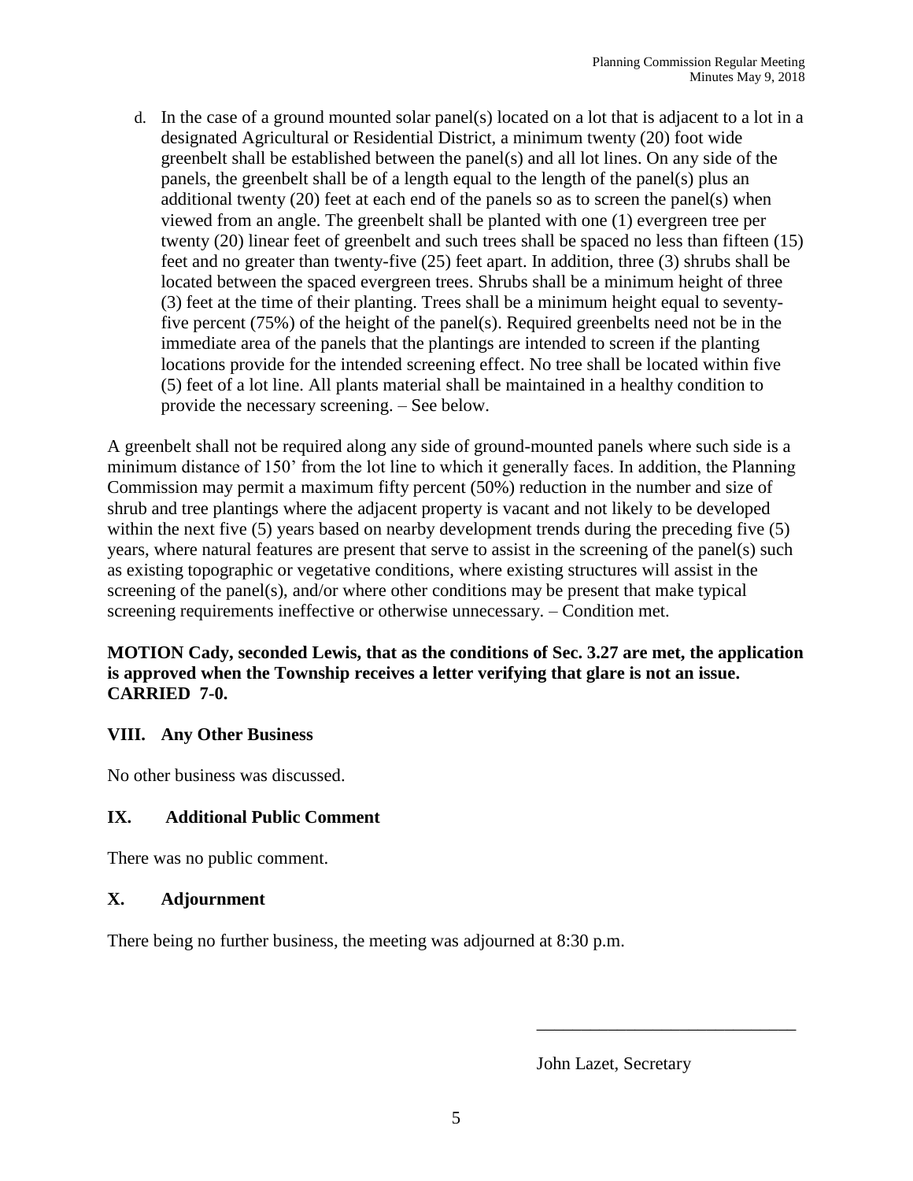d. In the case of a ground mounted solar panel(s) located on a lot that is adjacent to a lot in a designated Agricultural or Residential District, a minimum twenty (20) foot wide greenbelt shall be established between the panel(s) and all lot lines. On any side of the panels, the greenbelt shall be of a length equal to the length of the panel(s) plus an additional twenty (20) feet at each end of the panels so as to screen the panel(s) when viewed from an angle. The greenbelt shall be planted with one (1) evergreen tree per twenty (20) linear feet of greenbelt and such trees shall be spaced no less than fifteen (15) feet and no greater than twenty-five (25) feet apart. In addition, three (3) shrubs shall be located between the spaced evergreen trees. Shrubs shall be a minimum height of three (3) feet at the time of their planting. Trees shall be a minimum height equal to seventy-five percent (75%) of the height of the panel(s). Required greenbelts need not be in the immediate area of the panels that the plantings are intended to screen if the planting locations provide for the intended screening effect. No tree shall be located within five (5) feet of a lot line. All plants material shall be maintained in a healthy condition to provide the necessary screening. – See below.

A greenbelt shall not be required along any side of ground-mounted panels where such side is a minimum distance of 150' from the lot line to which it generally faces. In addition, the Planning Commission may permit a maximum fifty percent (50%) reduction in the number and size of shrub and tree plantings where the adjacent property is vacant and not likely to be developed within the next five (5) years based on nearby development trends during the preceding five (5) years, where natural features are present that serve to assist in the screening of the panel(s) such as existing topographic or vegetative conditions, where existing structures will assist in the screening of the panel(s), and/or where other conditions may be present that make typical screening requirements ineffective or otherwise unnecessary. – Condition met.

**MOTION Cady, seconded Lewis, that as the conditions of Sec. 3.27 are met, the application is approved when the Township receives a letter verifying that glare is not an issue. CARRIED 7-0.**

## VIII. Any Other Business

No other business was discussed.

## IX. Additional Public Comment

There was no public comment.

## X. Adjournment

There being no further business, the meeting was adjourned at 8:30 p.m.

\_\_\_\_\_\_\_\_\_\_\_\_\_\_\_\_\_\_\_\_\_\_\_\_\_\_\_\_\_\_

John Lazet, Secretary